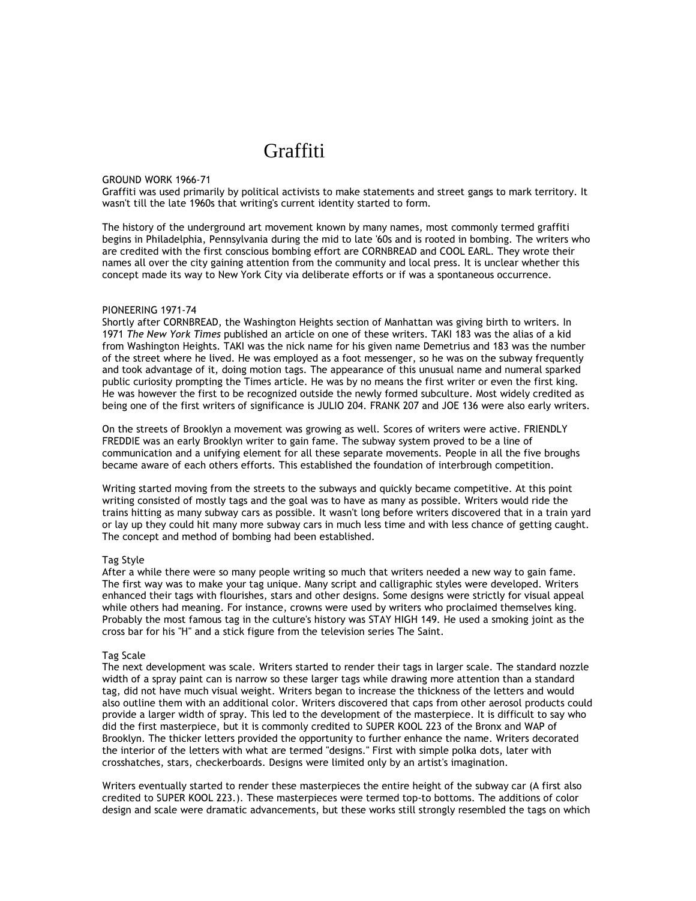# Graffiti

## GROUND WORK 1966-71

Graffiti was used primarily by political activists to make statements and street gangs to mark territory. It wasn't till the late 1960s that writing's current identity started to form.

The history of the underground art movement known by many names, most commonly termed graffiti begins in Philadelphia, Pennsylvania during the mid to late '60s and is rooted in bombing. The writers who are credited with the first conscious bombing effort are CORNBREAD and COOL EARL. They wrote their names all over the city gaining attention from the community and local press. It is unclear whether this concept made its way to New York City via deliberate efforts or if was a spontaneous occurrence.

## PIONEERING 1971-74

Shortly after CORNBREAD, the Washington Heights section of Manhattan was giving birth to writers. In 1971 *The New York Times* published an article on one of these writers. TAKI 183 was the alias of a kid from Washington Heights. TAKI was the nick name for his given name Demetrius and 183 was the number of the street where he lived. He was employed as a foot messenger, so he was on the subway frequently and took advantage of it, doing motion tags. The appearance of this unusual name and numeral sparked public curiosity prompting the Times article. He was by no means the first writer or even the first king. He was however the first to be recognized outside the newly formed subculture. Most widely credited as being one of the first writers of significance is JULIO 204. FRANK 207 and JOE 136 were also early writers.

On the streets of Brooklyn a movement was growing as well. Scores of writers were active. FRIENDLY FREDDIE was an early Brooklyn writer to gain fame. The subway system proved to be a line of communication and a unifying element for all these separate movements. People in all the five broughs became aware of each others efforts. This established the foundation of interbrough competition.

Writing started moving from the streets to the subways and quickly became competitive. At this point writing consisted of mostly tags and the goal was to have as many as possible. Writers would ride the trains hitting as many subway cars as possible. It wasn't long before writers discovered that in a train yard or lay up they could hit many more subway cars in much less time and with less chance of getting caught. The concept and method of bombing had been established.

### Tag Style

After a while there were so many people writing so much that writers needed a new way to gain fame. The first way was to make your tag unique. Many script and calligraphic styles were developed. Writers enhanced their tags with flourishes, stars and other designs. Some designs were strictly for visual appeal while others had meaning. For instance, crowns were used by writers who proclaimed themselves king. Probably the most famous tag in the culture's history was STAY HIGH 149. He used a smoking joint as the cross bar for his "H" and a stick figure from the television series The Saint.

### Tag Scale

The next development was scale. Writers started to render their tags in larger scale. The standard nozzle width of a spray paint can is narrow so these larger tags while drawing more attention than a standard tag, did not have much visual weight. Writers began to increase the thickness of the letters and would also outline them with an additional color. Writers discovered that caps from other aerosol products could provide a larger width of spray. This led to the development of the masterpiece. It is difficult to say who did the first masterpiece, but it is commonly credited to SUPER KOOL 223 of the Bronx and WAP of Brooklyn. The thicker letters provided the opportunity to further enhance the name. Writers decorated the interior of the letters with what are termed "designs." First with simple polka dots, later with crosshatches, stars, checkerboards. Designs were limited only by an artist's imagination.

Writers eventually started to render these masterpieces the entire height of the subway car (A first also credited to SUPER KOOL 223.). These masterpieces were termed top-to bottoms. The additions of color design and scale were dramatic advancements, but these works still strongly resembled the tags on which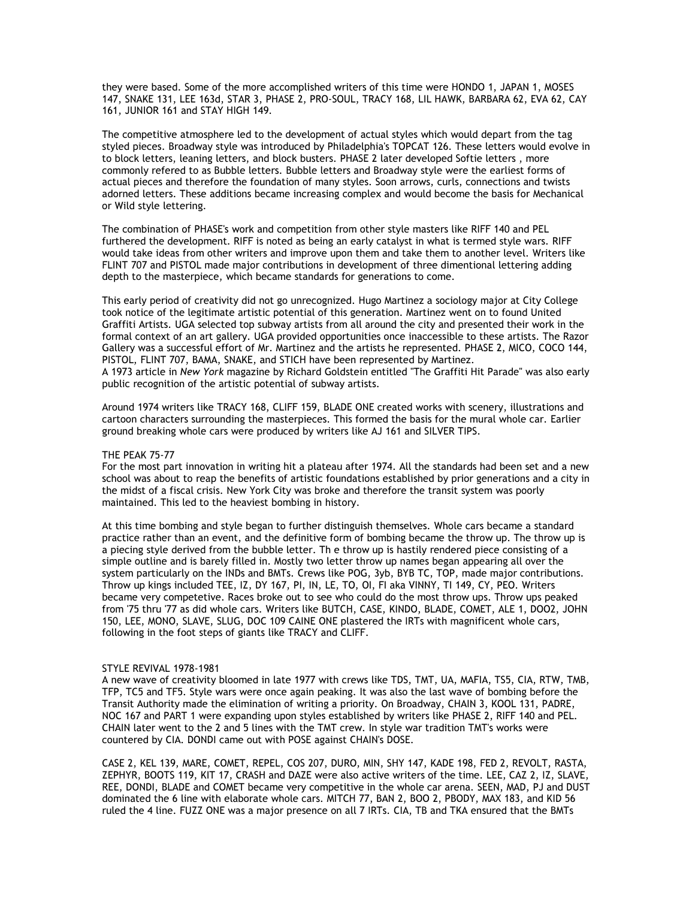they were based. Some of the more accomplished writers of this time were HONDO 1, JAPAN 1, MOSES 147, SNAKE 131, LEE 163d, STAR 3, PHASE 2, PRO-SOUL, TRACY 168, LIL HAWK, BARBARA 62, EVA 62, CAY 161, JUNIOR 161 and STAY HIGH 149.

The competitive atmosphere led to the development of actual styles which would depart from the tag styled pieces. Broadway style was introduced by Philadelphia's TOPCAT 126. These letters would evolve in to block letters, leaning letters, and block busters. PHASE 2 later developed Softie letters , more commonly refered to as Bubble letters. Bubble letters and Broadway style were the earliest forms of actual pieces and therefore the foundation of many styles. Soon arrows, curls, connections and twists adorned letters. These additions became increasing complex and would become the basis for Mechanical or Wild style lettering.

The combination of PHASE's work and competition from other style masters like RIFF 140 and PEL furthered the development. RIFF is noted as being an early catalyst in what is termed style wars. RIFF would take ideas from other writers and improve upon them and take them to another level. Writers like FLINT 707 and PISTOL made major contributions in development of three dimentional lettering adding depth to the masterpiece, which became standards for generations to come.

This early period of creativity did not go unrecognized. Hugo Martinez a sociology major at City College took notice of the legitimate artistic potential of this generation. Martinez went on to found United Graffiti Artists. UGA selected top subway artists from all around the city and presented their work in the formal context of an art gallery. UGA provided opportunities once inaccessible to these artists. The Razor Gallery was a successful effort of Mr. Martinez and the artists he represented. PHASE 2, MICO, COCO 144, PISTOL, FLINT 707, BAMA, SNAKE, and STICH have been represented by Martinez.
A 1973 article in *New York* magazine by Richard Goldstein entitled "The Graffiti Hit Parade" was also early public recognition of the artistic potential of subway artists.

Around 1974 writers like TRACY 168, CLIFF 159, BLADE ONE created works with scenery, illustrations and cartoon characters surrounding the masterpieces. This formed the basis for the mural whole car. Earlier ground breaking whole cars were produced by writers like AJ 161 and SILVER TIPS.

THE PEAK 75-77

For the most part innovation in writing hit a plateau after 1974. All the standards had been set and a new school was about to reap the benefits of artistic foundations established by prior generations and a city in the midst of a fiscal crisis. New York City was broke and therefore the transit system was poorly maintained. This led to the heaviest bombing in history.

At this time bombing and style began to further distinguish themselves. Whole cars became a standard practice rather than an event, and the definitive form of bombing became the throw up. The throw up is a piecing style derived from the bubble letter. Th e throw up is hastily rendered piece consisting of a simple outline and is barely filled in. Mostly two letter throw up names began appearing all over the system particularly on the INDs and BMTs. Crews like POG, 3yb, BYB TC, TOP, made major contributions. Throw up kings included TEE, IZ, DY 167, PI, IN, LE, TO, OI, FI aka VINNY, TI 149, CY, PEO. Writers became very competetive. Races broke out to see who could do the most throw ups. Throw ups peaked from '75 thru '77 as did whole cars. Writers like BUTCH, CASE, KINDO, BLADE, COMET, ALE 1, DOO2, JOHN 150, LEE, MONO, SLAVE, SLUG, DOC 109 CAINE ONE plastered the IRTs with magnificent whole cars, following in the foot steps of giants like TRACY and CLIFF.

STYLE REVIVAL 1978-1981

A new wave of creativity bloomed in late 1977 with crews like TDS, TMT, UA, MAFIA, TS5, CIA, RTW, TMB, TFP, TC5 and TF5. Style wars were once again peaking. It was also the last wave of bombing before the Transit Authority made the elimination of writing a priority. On Broadway, CHAIN 3, KOOL 131, PADRE, NOC 167 and PART 1 were expanding upon styles established by writers like PHASE 2, RIFF 140 and PEL. CHAIN later went to the 2 and 5 lines with the TMT crew. In style war tradition TMT's works were countered by CIA. DONDI came out with POSE against CHAIN's DOSE.

CASE 2, KEL 139, MARE, COMET, REPEL, COS 207, DURO, MIN, SHY 147, KADE 198, FED 2, REVOLT, RASTA, ZEPHYR, BOOTS 119, KIT 17, CRASH and DAZE were also active writers of the time. LEE, CAZ 2, IZ, SLAVE, REE, DONDI, BLADE and COMET became very competitive in the whole car arena. SEEN, MAD, PJ and DUST dominated the 6 line with elaborate whole cars. MITCH 77, BAN 2, BOO 2, PBODY, MAX 183, and KID 56 ruled the 4 line. FUZZ ONE was a major presence on all 7 IRTs. CIA, TB and TKA ensured that the BMTs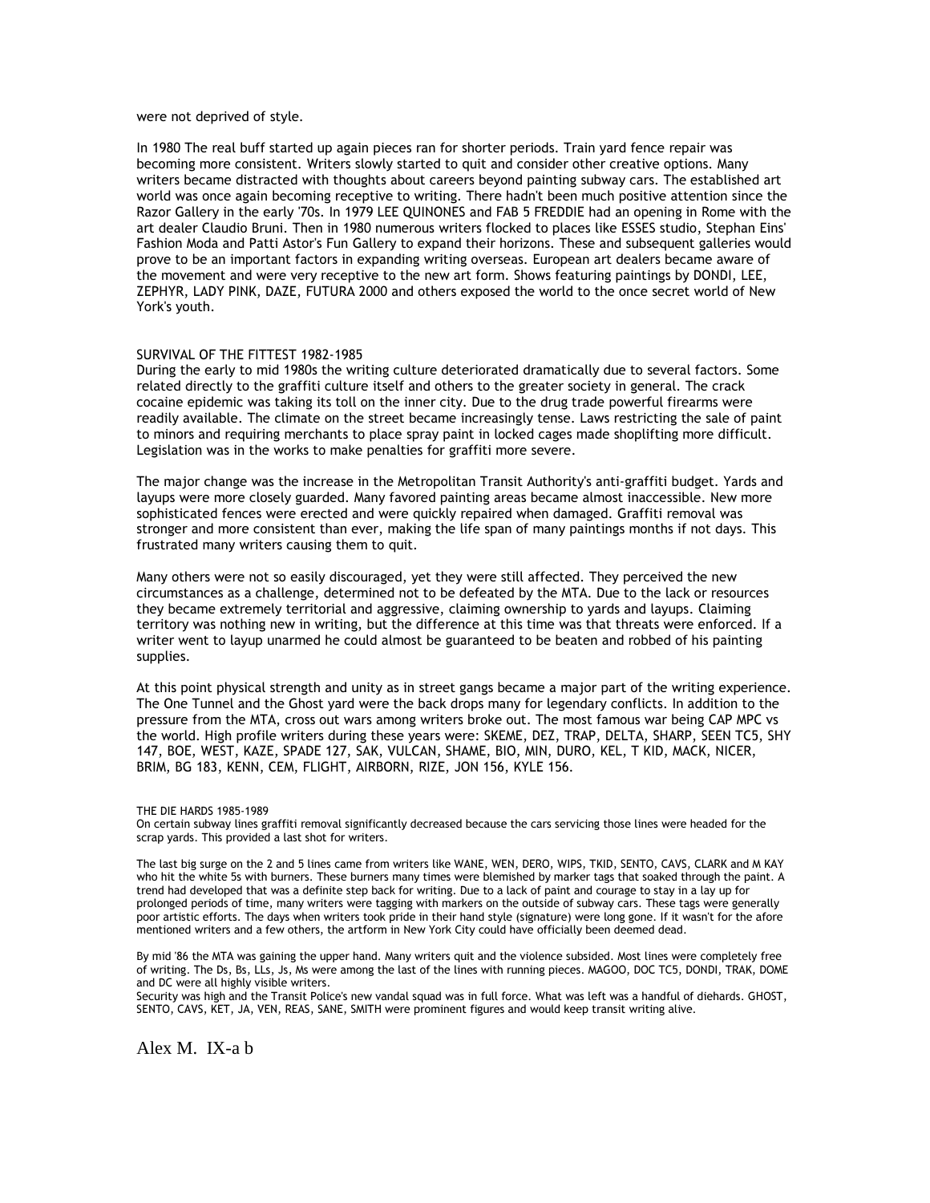were not deprived of style.

In 1980 The real buff started up again pieces ran for shorter periods. Train yard fence repair was becoming more consistent. Writers slowly started to quit and consider other creative options. Many writers became distracted with thoughts about careers beyond painting subway cars. The established art world was once again becoming receptive to writing. There hadn't been much positive attention since the Razor Gallery in the early '70s. In 1979 LEE QUINONES and FAB 5 FREDDIE had an opening in Rome with the art dealer Claudio Bruni. Then in 1980 numerous writers flocked to places like ESSES studio, Stephan Eins' Fashion Moda and Patti Astor's Fun Gallery to expand their horizons. These and subsequent galleries would prove to be an important factors in expanding writing overseas. European art dealers became aware of the movement and were very receptive to the new art form. Shows featuring paintings by DONDI, LEE, ZEPHYR, LADY PINK, DAZE, FUTURA 2000 and others exposed the world to the once secret world of New York's youth.

## SURVIVAL OF THE FITTEST 1982-1985

During the early to mid 1980s the writing culture deteriorated dramatically due to several factors. Some related directly to the graffiti culture itself and others to the greater society in general. The crack cocaine epidemic was taking its toll on the inner city. Due to the drug trade powerful firearms were readily available. The climate on the street became increasingly tense. Laws restricting the sale of paint to minors and requiring merchants to place spray paint in locked cages made shoplifting more difficult. Legislation was in the works to make penalties for graffiti more severe.

The major change was the increase in the Metropolitan Transit Authority's anti-graffiti budget. Yards and layups were more closely guarded. Many favored painting areas became almost inaccessible. New more sophisticated fences were erected and were quickly repaired when damaged. Graffiti removal was stronger and more consistent than ever, making the life span of many paintings months if not days. This frustrated many writers causing them to quit.

Many others were not so easily discouraged, yet they were still affected. They perceived the new circumstances as a challenge, determined not to be defeated by the MTA. Due to the lack or resources they became extremely territorial and aggressive, claiming ownership to yards and layups. Claiming territory was nothing new in writing, but the difference at this time was that threats were enforced. If a writer went to layup unarmed he could almost be guaranteed to be beaten and robbed of his painting supplies.

At this point physical strength and unity as in street gangs became a major part of the writing experience. The One Tunnel and the Ghost yard were the back drops many for legendary conflicts. In addition to the pressure from the MTA, cross out wars among writers broke out. The most famous war being CAP MPC vs the world. High profile writers during these years were: SKEME, DEZ, TRAP, DELTA, SHARP, SEEN TC5, SHY 147, BOE, WEST, KAZE, SPADE 127, SAK, VULCAN, SHAME, BIO, MIN, DURO, KEL, T KID, MACK, NICER, BRIM, BG 183, KENN, CEM, FLIGHT, AIRBORN, RIZE, JON 156, KYLE 156.

## THE DIE HARDS 1985-1989

On certain subway lines graffiti removal significantly decreased because the cars servicing those lines were headed for the scrap yards. This provided a last shot for writers.

The last big surge on the 2 and 5 lines came from writers like WANE, WEN, DERO, WIPS, TKID, SENTO, CAVS, CLARK and M KAY who hit the white 5s with burners. These burners many times were blemished by marker tags that soaked through the paint. A trend had developed that was a definite step back for writing. Due to a lack of paint and courage to stay in a lay up for prolonged periods of time, many writers were tagging with markers on the outside of subway cars. These tags were generally poor artistic efforts. The days when writers took pride in their hand style (signature) were long gone. If it wasn't for the afore mentioned writers and a few others, the artform in New York City could have officially been deemed dead.

By mid '86 the MTA was gaining the upper hand. Many writers quit and the violence subsided. Most lines were completely free of writing. The Ds, Bs, LLs, Js, Ms were among the last of the lines with running pieces. MAGOO, DOC TC5, DONDI, TRAK, DOME and DC were all highly visible writers.
Security was high and the Transit Police's new vandal squad was in full force. What was left was a handful of diehards. GHOST, SENTO, CAVS, KET, JA, VEN, REAS, SANE, SMITH were prominent figures and would keep transit writing alive.

Alex M. IX-a b